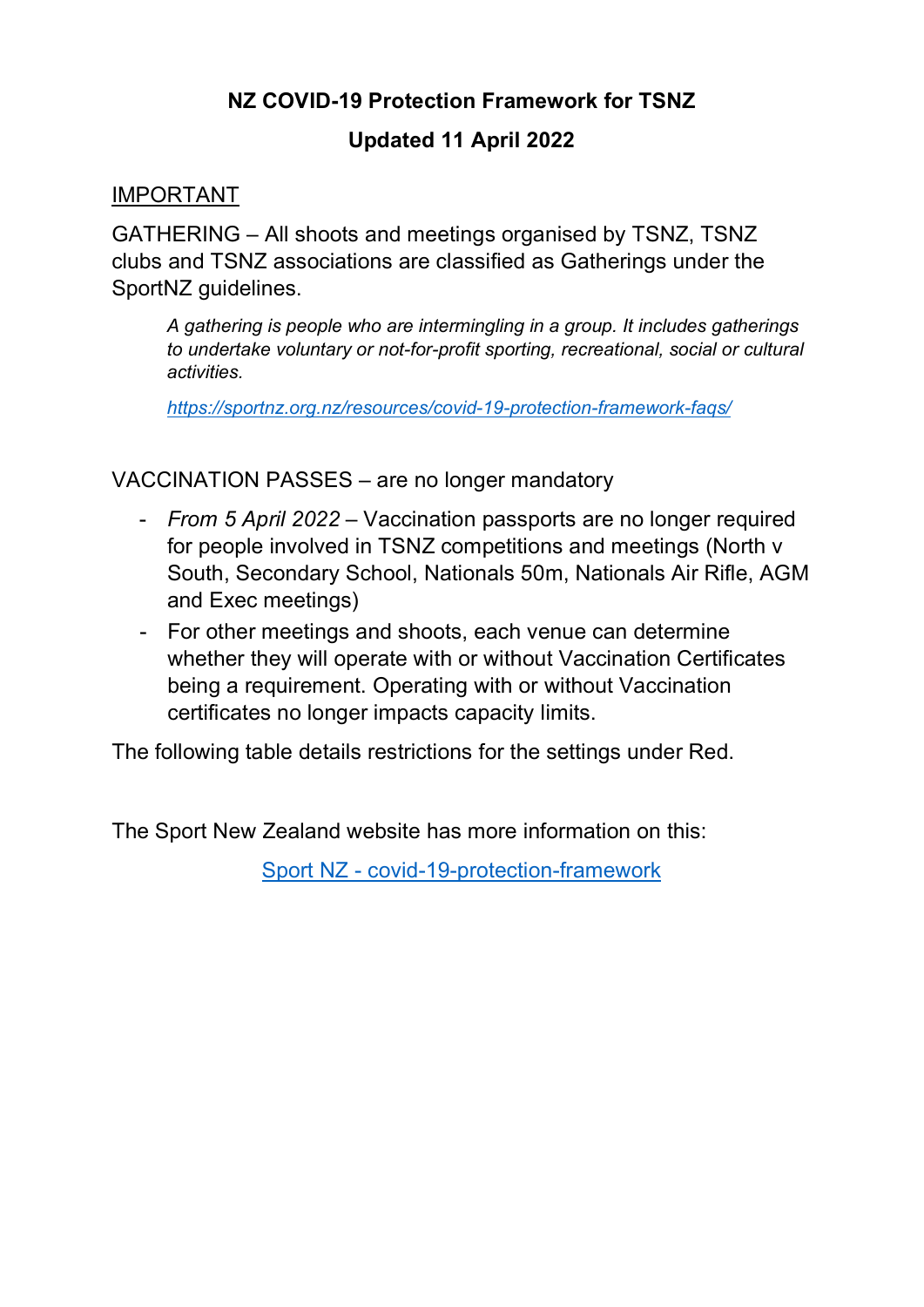# NZ COVID-19 Protection Framework for TSNZ

## Updated 11 April 2022

<u>IMPORTANT</u>

GATHERING – All shoots and meetings organised by TSNZ, TSNZ clubs and TSNZ associations are classified as Gatherings under the SportNZ guidelines.

> *A gathering is people who are intermingling in a group. It includes gatherings to undertake voluntary or not-for-profit sporting, recreational, social or cultural activities.*
>
> *[https://sportnz.org.nz/resources/covid-19-protection-framework-faqs/](https://sportnz.org.nz/resources/covid-19-protection-framework-faqs/)*

VACCINATION PASSES – are no longer mandatory

- *From 5 April 2022* – Vaccination passports are no longer required for people involved in TSNZ competitions and meetings (North v South, Secondary School, Nationals 50m, Nationals Air Rifle, AGM and Exec meetings)
- For other meetings and shoots, each venue can determine whether they will operate with or without Vaccination Certificates being a requirement. Operating with or without Vaccination certificates no longer impacts capacity limits.

The following table details restrictions for the settings under Red.

The Sport New Zealand website has more information on this:

[Sport NZ - covid-19-protection-framework](https://sportnz.org.nz/covid-19-protection-framework)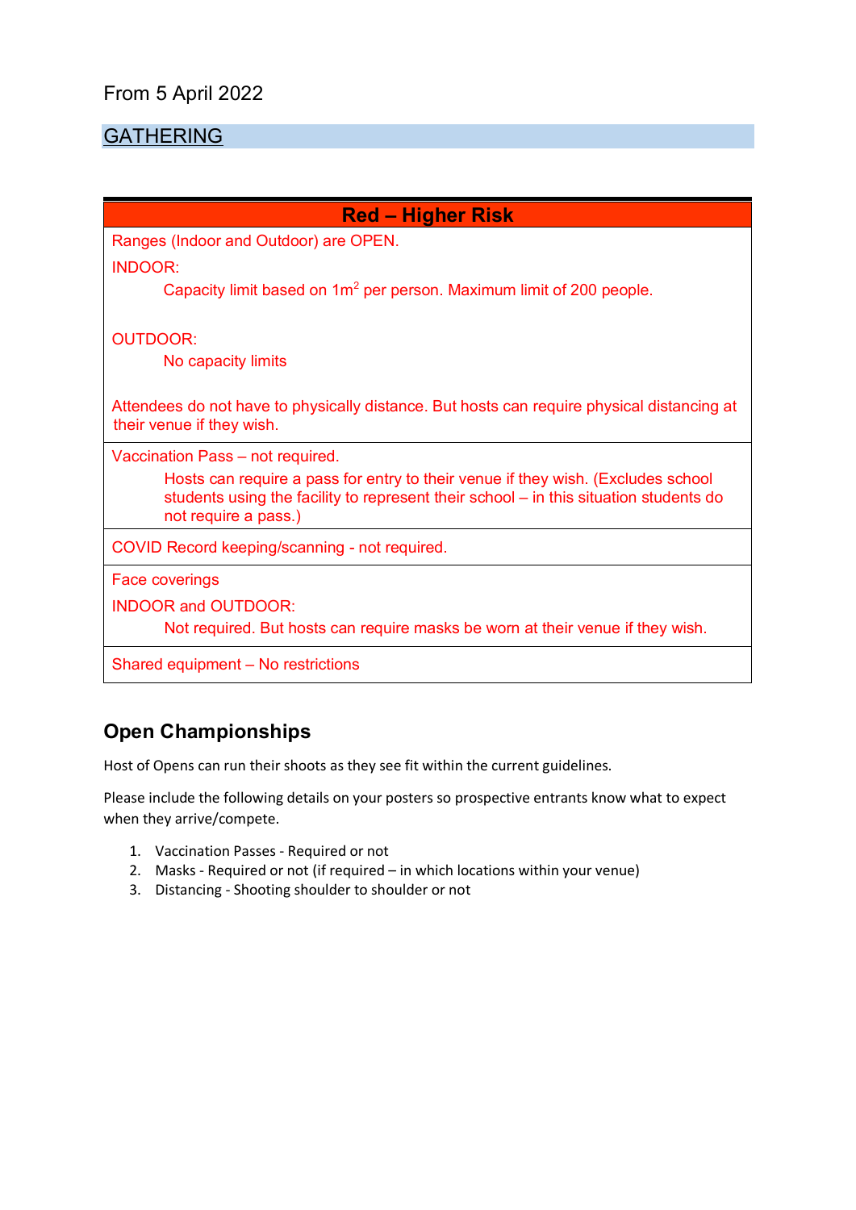From 5 April 2022

## GATHERING

| Red – Higher Risk |
|---|
| Ranges (Indoor and Outdoor) are OPEN.<br>INDOOR:<br>Capacity limit based on $1m^2$ per person. Maximum limit of 200 people.<br><br>OUTDOOR:<br>No capacity limits<br><br>Attendees do not have to physically distance. But hosts can require physical distancing at their venue if they wish. |
| Vaccination Pass – not required.<br>Hosts can require a pass for entry to their venue if they wish. (Excludes school students using the facility to represent their school – in this situation students do not require a pass.) |
| COVID Record keeping/scanning - not required. |
| Face coverings<br>INDOOR and OUTDOOR:<br>Not required. But hosts can require masks be worn at their venue if they wish. |
| Shared equipment – No restrictions |

## Open Championships

Host of Opens can run their shoots as they see fit within the current guidelines.

Please include the following details on your posters so prospective entrants know what to expect when they arrive/compete.

1. Vaccination Passes - Required or not
2. Masks - Required or not (if required – in which locations within your venue)
3. Distancing - Shooting shoulder to shoulder or not